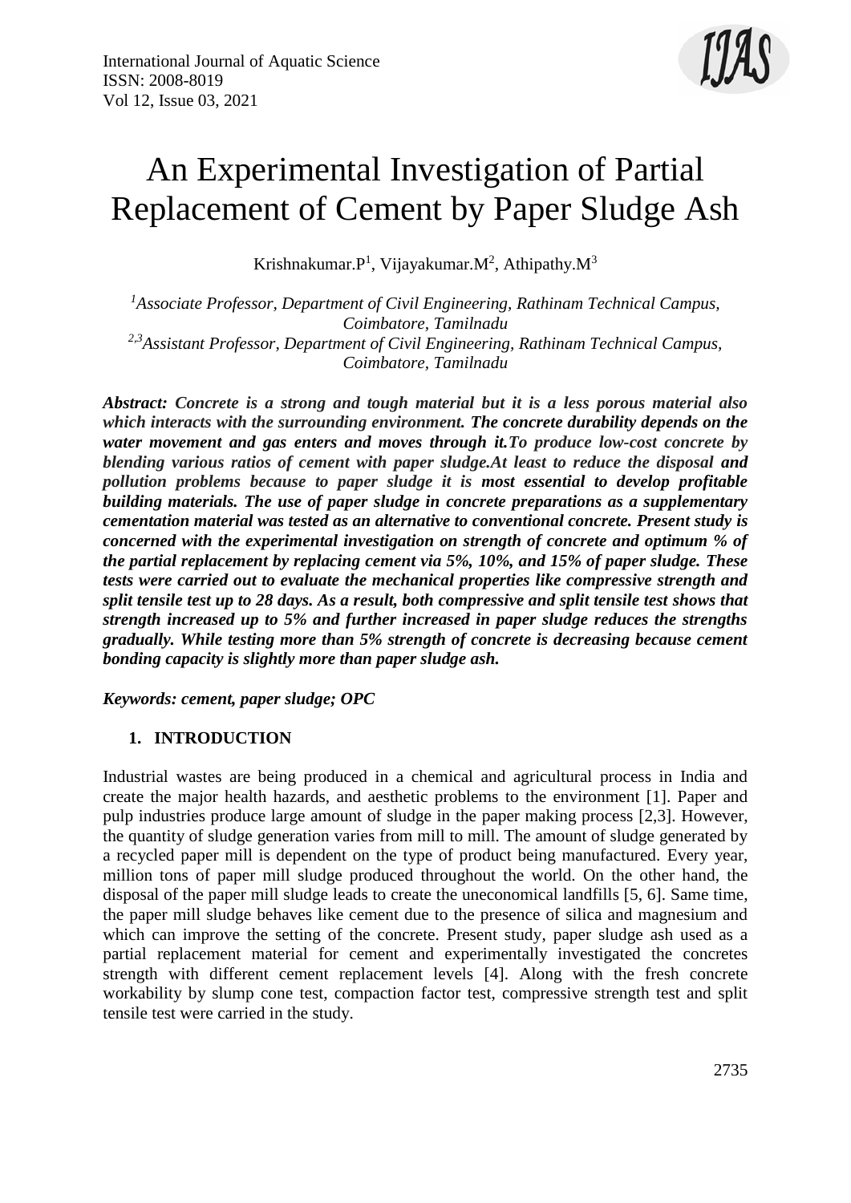# An Experimental Investigation of Partial Replacement of Cement by Paper Sludge Ash

Krishnakumar.P[1], Vijayakumar.M[2], Athipathy.M[3]

*[1]Associate Professor, Department of Civil Engineering, Rathinam Technical Campus, Coimbatore, Tamilnadu*
*[2,3]Assistant Professor, Department of Civil Engineering, Rathinam Technical Campus, Coimbatore, Tamilnadu*

***Abstract:** Concrete is a strong and tough material but it is a less porous material also which interacts with the surrounding environment. The concrete durability depends on the water movement and gas enters and moves through it.To produce low-cost concrete by blending various ratios of cement with paper sludge.At least to reduce the disposal and pollution problems because to paper sludge it is most essential to develop profitable building materials. The use of paper sludge in concrete preparations as a supplementary cementation material was tested as an alternative to conventional concrete. Present study is concerned with the experimental investigation on strength of concrete and optimum % of the partial replacement by replacing cement via 5%, 10%, and 15% of paper sludge. These tests were carried out to evaluate the mechanical properties like compressive strength and split tensile test up to 28 days. As a result, both compressive and split tensile test shows that strength increased up to 5% and further increased in paper sludge reduces the strengths gradually. While testing more than 5% strength of concrete is decreasing because cement bonding capacity is slightly more than paper sludge ash.*

***Keywords: cement, paper sludge; OPC***

## 1. INTRODUCTION

Industrial wastes are being produced in a chemical and agricultural process in India and create the major health hazards, and aesthetic problems to the environment [1]. Paper and pulp industries produce large amount of sludge in the paper making process [2,3]. However, the quantity of sludge generation varies from mill to mill. The amount of sludge generated by a recycled paper mill is dependent on the type of product being manufactured. Every year, million tons of paper mill sludge produced throughout the world. On the other hand, the disposal of the paper mill sludge leads to create the uneconomical landfills [5, 6]. Same time, the paper mill sludge behaves like cement due to the presence of silica and magnesium and which can improve the setting of the concrete. Present study, paper sludge ash used as a partial replacement material for cement and experimentally investigated the concretes strength with different cement replacement levels [4]. Along with the fresh concrete workability by slump cone test, compaction factor test, compressive strength test and split tensile test were carried in the study.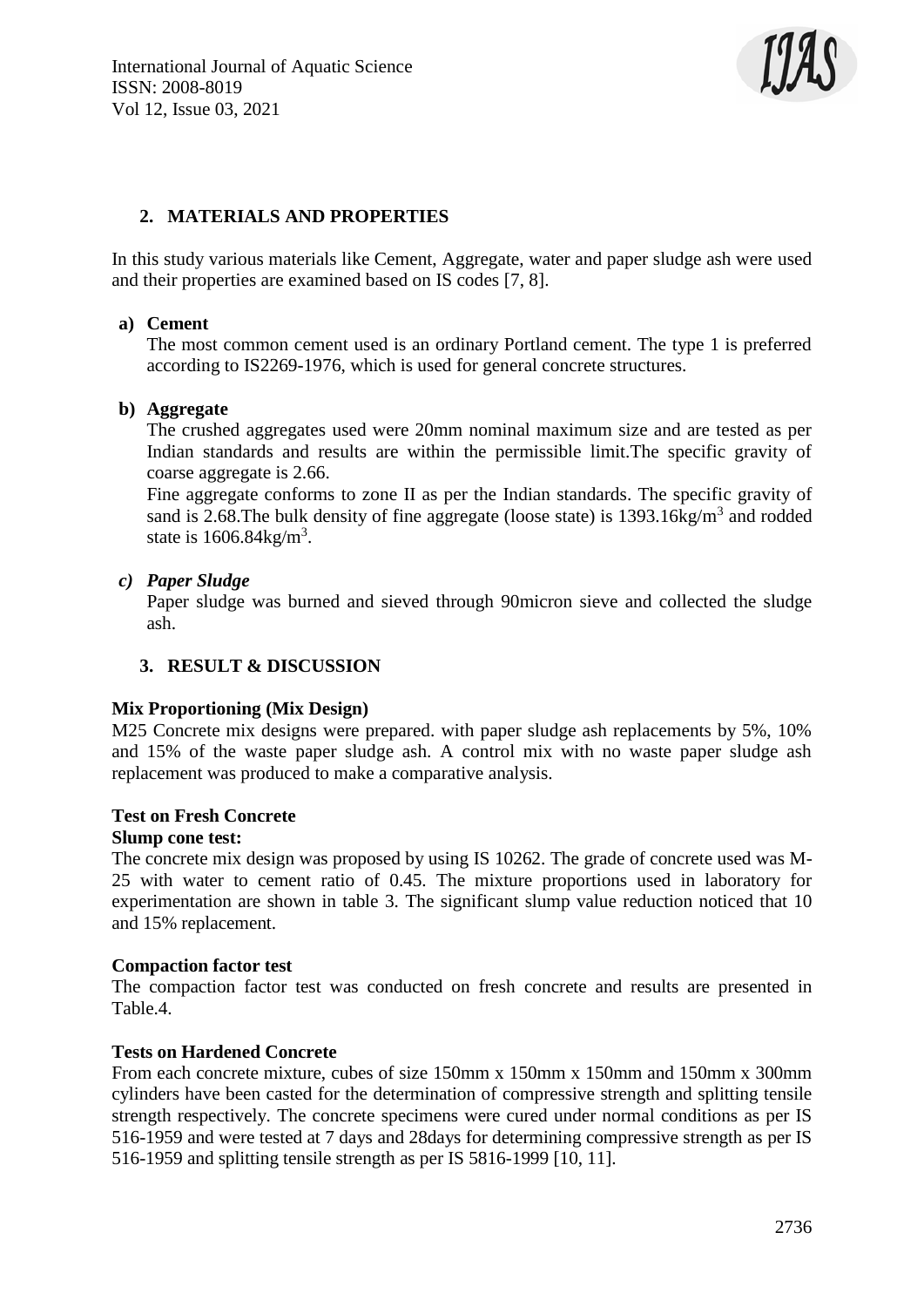## 2. MATERIALS AND PROPERTIES

In this study various materials like Cement, Aggregate, water and paper sludge ash were used and their properties are examined based on IS codes [7, 8].

**a) Cement**

The most common cement used is an ordinary Portland cement. The type 1 is preferred according to IS2269-1976, which is used for general concrete structures.

**b) Aggregate**

The crushed aggregates used were 20mm nominal maximum size and are tested as per Indian standards and results are within the permissible limit.The specific gravity of coarse aggregate is 2.66.

Fine aggregate conforms to zone II as per the Indian standards. The specific gravity of sand is 2.68.The bulk density of fine aggregate (loose state) is 1393.16kg/m$^3$ and rodded state is 1606.84kg/m$^3$.

***c) Paper Sludge***

Paper sludge was burned and sieved through 90micron sieve and collected the sludge ash.

## 3. RESULT & DISCUSSION

**Mix Proportioning (Mix Design)**

M25 Concrete mix designs were prepared. with paper sludge ash replacements by 5%, 10% and 15% of the waste paper sludge ash. A control mix with no waste paper sludge ash replacement was produced to make a comparative analysis.

**Test on Fresh Concrete**

**Slump cone test:**

The concrete mix design was proposed by using IS 10262. The grade of concrete used was M-25 with water to cement ratio of 0.45. The mixture proportions used in laboratory for experimentation are shown in table 3. The significant slump value reduction noticed that 10 and 15% replacement.

**Compaction factor test**

The compaction factor test was conducted on fresh concrete and results are presented in Table.4.

**Tests on Hardened Concrete**

From each concrete mixture, cubes of size 150mm x 150mm x 150mm and 150mm x 300mm cylinders have been casted for the determination of compressive strength and splitting tensile strength respectively. The concrete specimens were cured under normal conditions as per IS 516-1959 and were tested at 7 days and 28days for determining compressive strength as per IS 516-1959 and splitting tensile strength as per IS 5816-1999 [10, 11].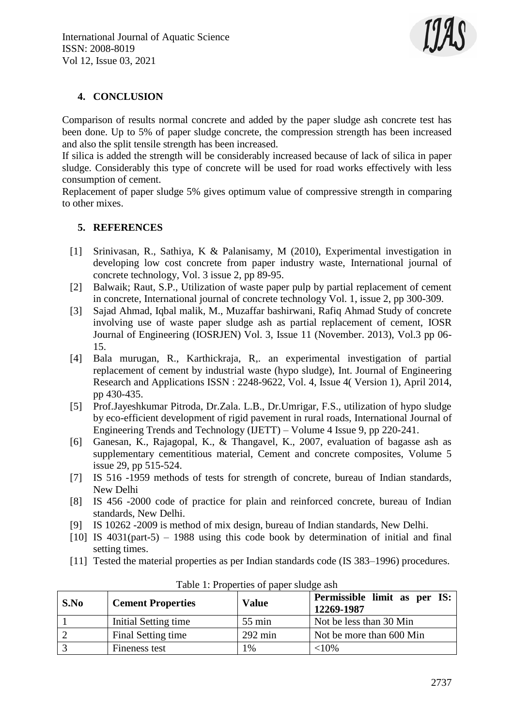## 4. CONCLUSION

Comparison of results normal concrete and added by the paper sludge ash concrete test has been done. Up to 5% of paper sludge concrete, the compression strength has been increased and also the split tensile strength has been increased.

If silica is added the strength will be considerably increased because of lack of silica in paper sludge. Considerably this type of concrete will be used for road works effectively with less consumption of cement.

Replacement of paper sludge 5% gives optimum value of compressive strength in comparing to other mixes.

## 5. REFERENCES

[1] Srinivasan, R., Sathiya, K & Palanisamy, M (2010), Experimental investigation in developing low cost concrete from paper industry waste, International journal of concrete technology, Vol. 3 issue 2, pp 89-95.

[2] Balwaik; Raut, S.P., Utilization of waste paper pulp by partial replacement of cement in concrete, International journal of concrete technology Vol. 1, issue 2, pp 300-309.

[3] Sajad Ahmad, Iqbal malik, M., Muzaffar bashirwani, Rafiq Ahmad Study of concrete involving use of waste paper sludge ash as partial replacement of cement, IOSR Journal of Engineering (IOSRJEN) Vol. 3, Issue 11 (November. 2013), Vol.3 pp 06-15.

[4] Bala murugan, R., Karthickraja, R,. an experimental investigation of partial replacement of cement by industrial waste (hypo sludge), Int. Journal of Engineering Research and Applications ISSN : 2248-9622, Vol. 4, Issue 4( Version 1), April 2014, pp 430-435.

[5] Prof.Jayeshkumar Pitroda, Dr.Zala. L.B., Dr.Umrigar, F.S., utilization of hypo sludge by eco-efficient development of rigid pavement in rural roads, International Journal of Engineering Trends and Technology (IJETT) – Volume 4 Issue 9, pp 220-241.

[6] Ganesan, K., Rajagopal, K., & Thangavel, K., 2007, evaluation of bagasse ash as supplementary cementitious material, Cement and concrete composites, Volume 5 issue 29, pp 515-524.

[7] IS 516 -1959 methods of tests for strength of concrete, bureau of Indian standards, New Delhi

[8] IS 456 -2000 code of practice for plain and reinforced concrete, bureau of Indian standards, New Delhi.

[9] IS 10262 -2009 is method of mix design, bureau of Indian standards, New Delhi.

[10] IS 4031(part-5) – 1988 using this code book by determination of initial and final setting times.

[11] Tested the material properties as per Indian standards code (IS 383–1996) procedures.

Table 1: Properties of paper sludge ash

| S.No | Cement Properties | Value | Permissible limit as per IS: 12269-1987 |
|---|---|---|---|
| 1 | Initial Setting time | 55 min | Not be less than 30 Min |
| 2 | Final Setting time | 292 min | Not be more than 600 Min |
| 3 | Fineness test | 1% | <10% |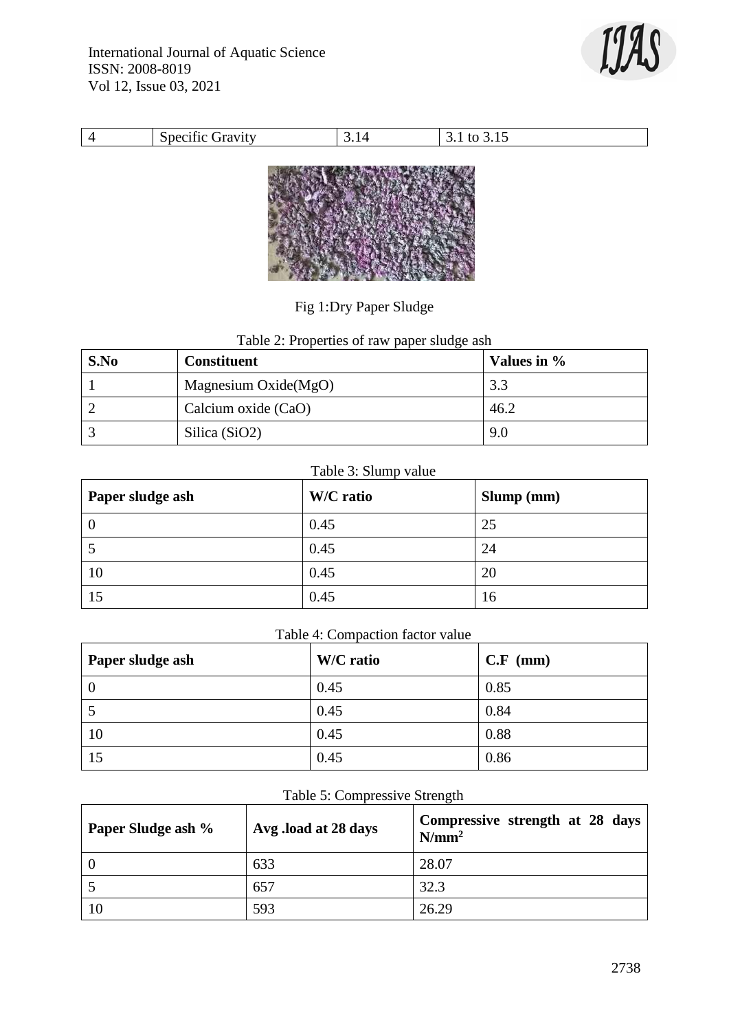| 4 | Specific Gravity | 3.14 | 3.1 to 3.15 |
|---|---|---|---|

Fig 1:Dry Paper Sludge

Table 2: Properties of raw paper sludge ash

| S.No | Constituent | Values in % |
|---|---|---|
| 1 | Magnesium Oxide(MgO) | 3.3 |
| 2 | Calcium oxide (CaO) | 46.2 |
| 3 | Silica ($SiO_2$) | 9.0 |

Table 3: Slump value

| Paper sludge ash | W/C ratio | Slump (mm) |
|---|---|---|
| 0 | 0.45 | 25 |
| 5 | 0.45 | 24 |
| 10 | 0.45 | 20 |
| 15 | 0.45 | 16 |

Table 4: Compaction factor value

| Paper sludge ash | W/C ratio | C.F (mm) |
|---|---|---|
| 0 | 0.45 | 0.85 |
| 5 | 0.45 | 0.84 |
| 10 | 0.45 | 0.88 |
| 15 | 0.45 | 0.86 |

Table 5: Compressive Strength

| Paper Sludge ash % | Avg .load at 28 days | Compressive strength at 28 days $N/mm^2$ |
|---|---|---|
| 0 | 633 | 28.07 |
| 5 | 657 | 32.3 |
| 10 | 593 | 26.29 |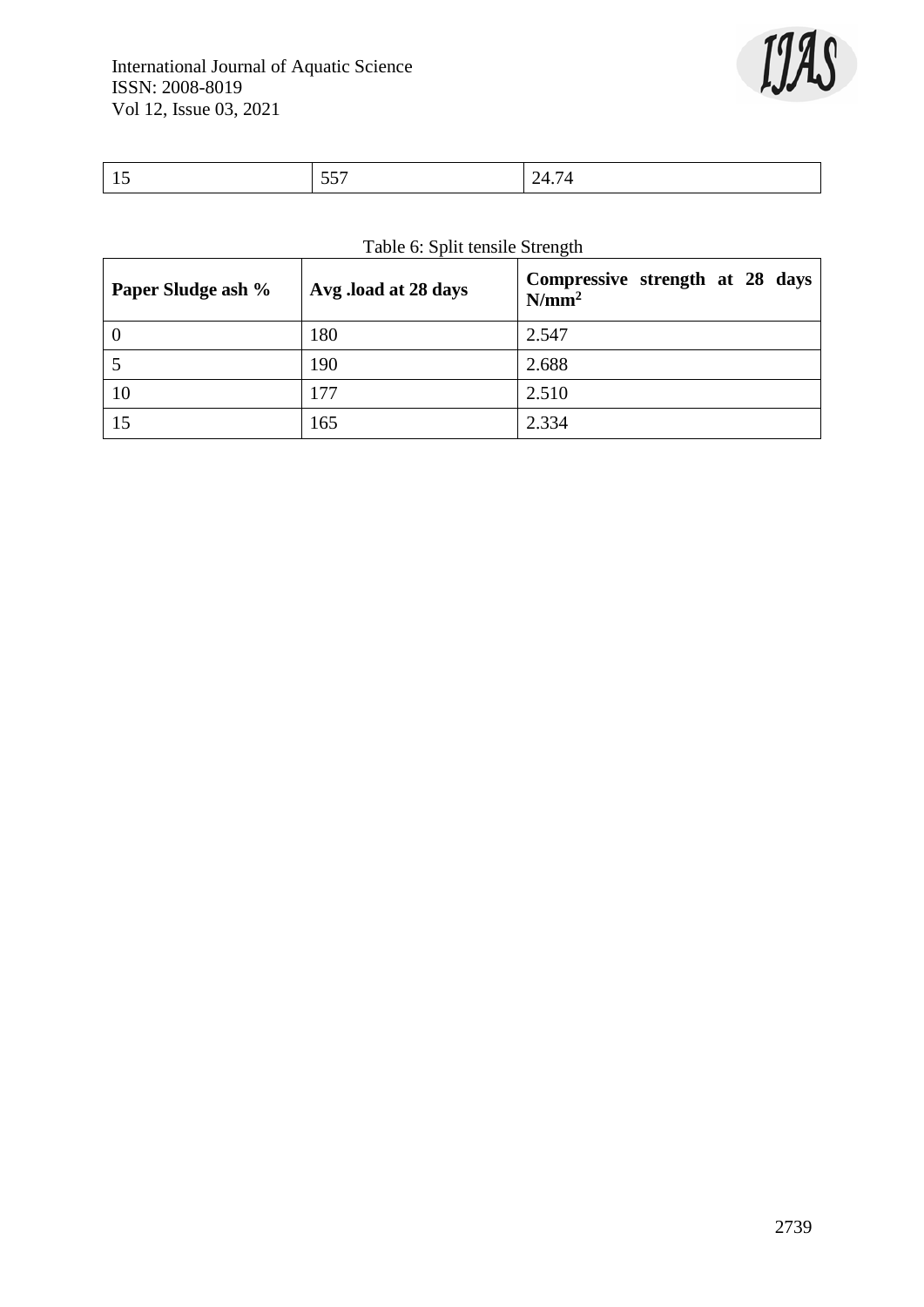| | | |
|---|---|---|
| 15 | 557 | 24.74 |

Table 6: Split tensile Strength

| Paper Sludge ash % | Avg .load at 28 days | Compressive strength at 28 days $N/mm^2$ |
|---|---|---|
| 0 | 180 | 2.547 |
| 5 | 190 | 2.688 |
| 10 | 177 | 2.510 |
| 15 | 165 | 2.334 |